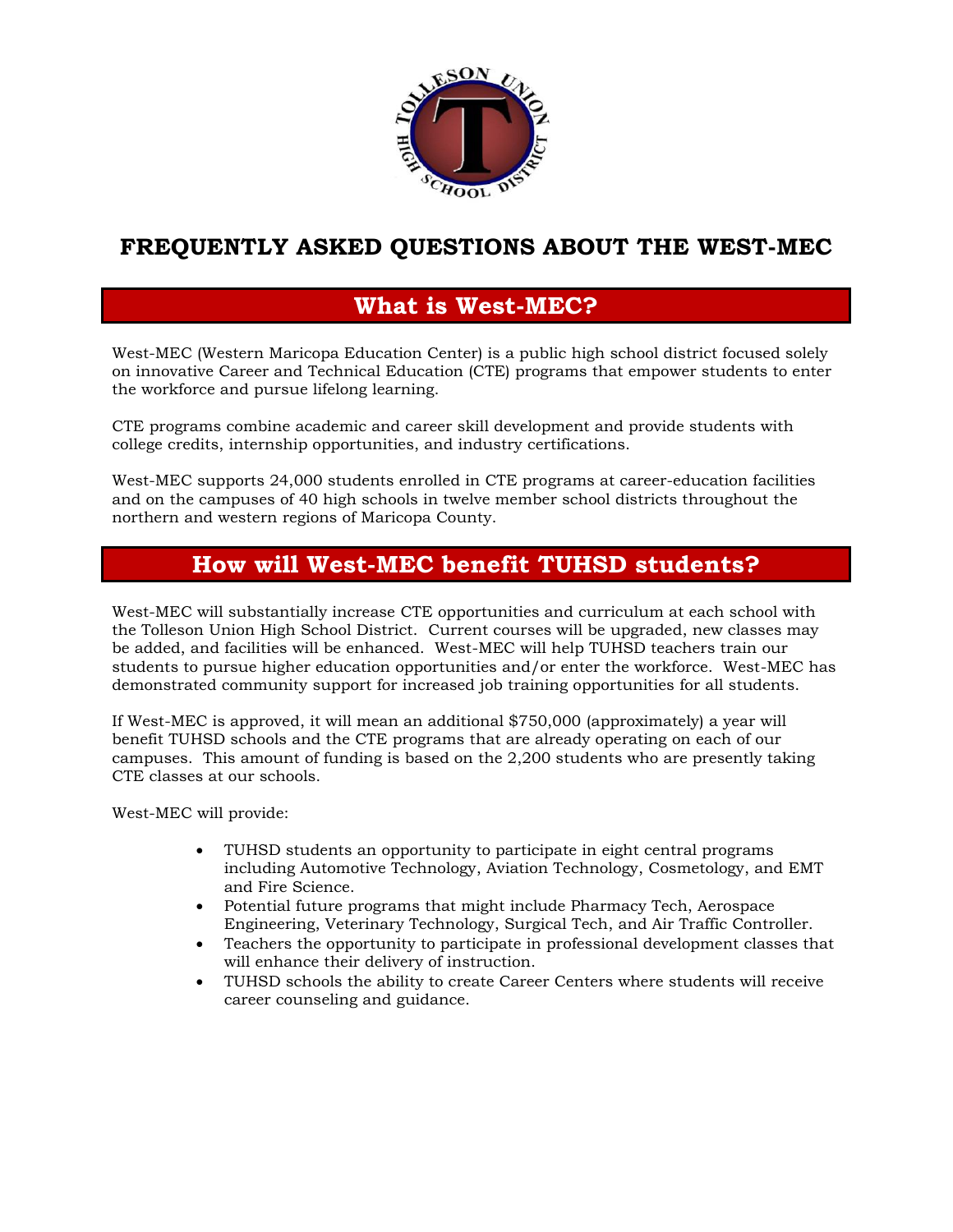# FREQUENTLY ASKED QUESTIONS ABOUT THE WEST-MEC

## What is West-MEC?

West-MEC (Western Maricopa Education Center) is a public high school district focused solely on innovative Career and Technical Education (CTE) programs that empower students to enter the workforce and pursue lifelong learning.

CTE programs combine academic and career skill development and provide students with college credits, internship opportunities, and industry certifications.

West-MEC supports 24,000 students enrolled in CTE programs at career-education facilities and on the campuses of 40 high schools in twelve member school districts throughout the northern and western regions of Maricopa County.

## How will West-MEC benefit TUHSD students?

West-MEC will substantially increase CTE opportunities and curriculum at each school with the Tolleson Union High School District. Current courses will be upgraded, new classes may be added, and facilities will be enhanced. West-MEC will help TUHSD teachers train our students to pursue higher education opportunities and/or enter the workforce. West-MEC has demonstrated community support for increased job training opportunities for all students.

If West-MEC is approved, it will mean an additional $750,000 (approximately) a year will benefit TUHSD schools and the CTE programs that are already operating on each of our campuses. This amount of funding is based on the 2,200 students who are presently taking CTE classes at our schools.

West-MEC will provide:

- TUHSD students an opportunity to participate in eight central programs including Automotive Technology, Aviation Technology, Cosmetology, and EMT and Fire Science.
- Potential future programs that might include Pharmacy Tech, Aerospace Engineering, Veterinary Technology, Surgical Tech, and Air Traffic Controller.
- Teachers the opportunity to participate in professional development classes that will enhance their delivery of instruction.
- TUHSD schools the ability to create Career Centers where students will receive career counseling and guidance.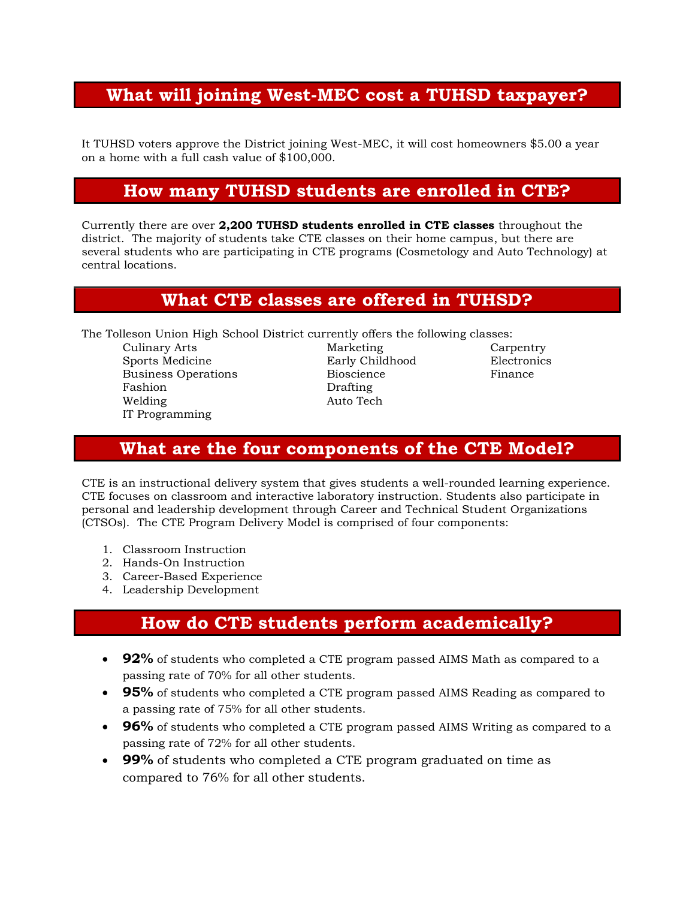## What will joining West-MEC cost a TUHSD taxpayer?

It TUHSD voters approve the District joining West-MEC, it will cost homeowners $5.00 a year on a home with a full cash value of $100,000.

## How many TUHSD students are enrolled in CTE?

Currently there are over **2,200 TUHSD students enrolled in CTE classes** throughout the district. The majority of students take CTE classes on their home campus, but there are several students who are participating in CTE programs (Cosmetology and Auto Technology) at central locations.

## What CTE classes are offered in TUHSD?

The Tolleson Union High School District currently offers the following classes:

- Culinary Arts
- Sports Medicine
- Business Operations
- Fashion
- Welding
- IT Programming
- Marketing
- Early Childhood
- Bioscience
- Drafting
- Auto Tech
- Carpentry
- Electronics
- Finance

## What are the four components of the CTE Model?

CTE is an instructional delivery system that gives students a well-rounded learning experience. CTE focuses on classroom and interactive laboratory instruction. Students also participate in personal and leadership development through Career and Technical Student Organizations (CTSOs). The CTE Program Delivery Model is comprised of four components:

1. Classroom Instruction
2. Hands-On Instruction
3. Career-Based Experience
4. Leadership Development

## How do CTE students perform academically?

- **92%** of students who completed a CTE program passed AIMS Math as compared to a passing rate of 70% for all other students.
- **95%** of students who completed a CTE program passed AIMS Reading as compared to a passing rate of 75% for all other students.
- **96%** of students who completed a CTE program passed AIMS Writing as compared to a passing rate of 72% for all other students.
- **99%** of students who completed a CTE program graduated on time as compared to 76% for all other students.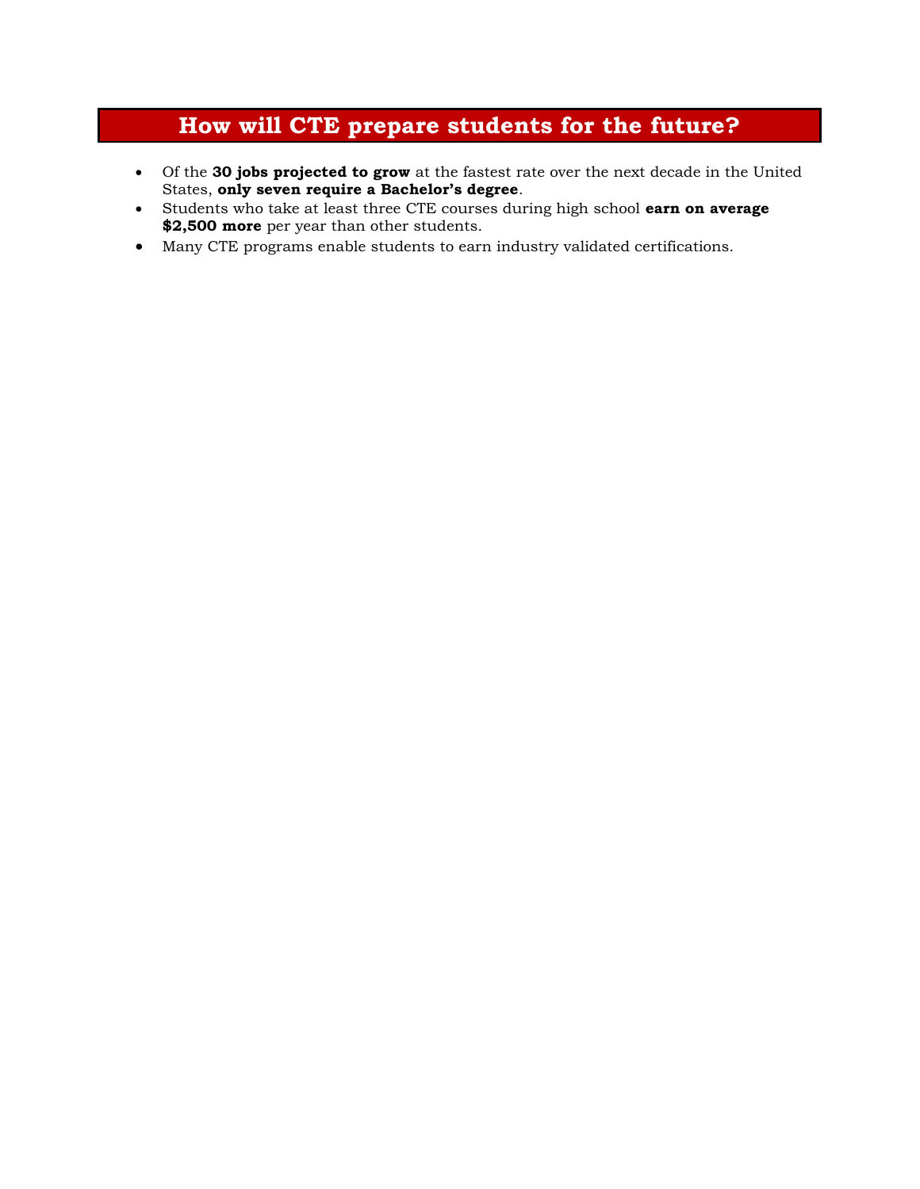## How will CTE prepare students for the future?

- Of the **30 jobs projected to grow** at the fastest rate over the next decade in the United States, **only seven require a Bachelor's degree**.
- Students who take at least three CTE courses during high school **earn on average $2,500 more** per year than other students.
- Many CTE programs enable students to earn industry validated certifications.